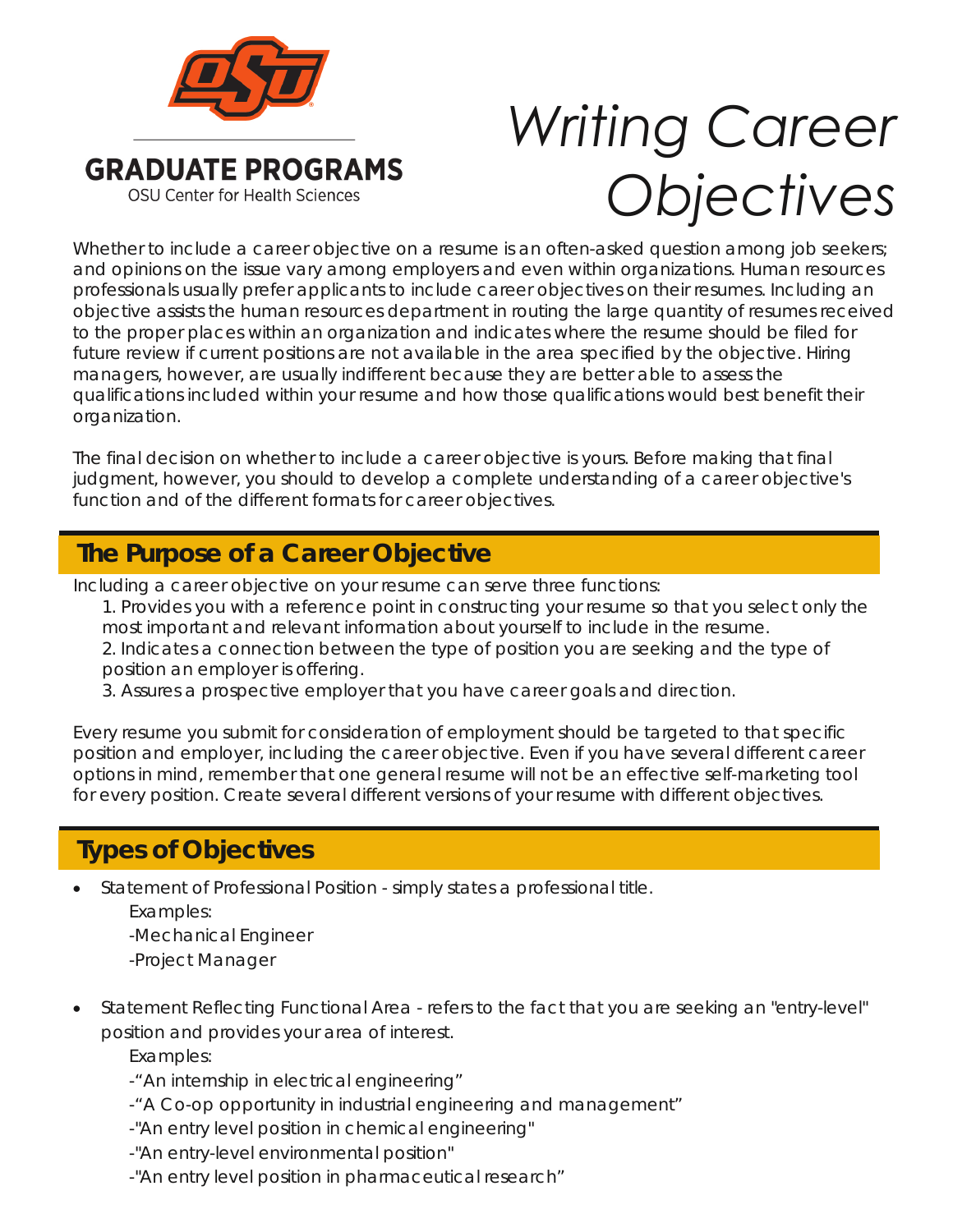GRADUATE PROGRAMS

OSU Center for Health Sciences

# Writing Career Objectives

Whether to include a career objective on a resume is an often-asked question among job seekers; and opinions on the issue vary among employers and even within organizations. Human resources professionals usually prefer applicants to include career objectives on their resumes. Including an objective assists the human resources department in routing the large quantity of resumes received to the proper places within an organization and indicates where the resume should be filed for future review if current positions are not available in the area specified by the objective. Hiring managers, however, are usually indifferent because they are better able to assess the qualifications included within your resume and how those qualifications would best benefit their organization.

The final decision on whether to include a career objective is yours. Before making that final judgment, however, you should to develop a complete understanding of a career objective's function and of the different formats for career objectives.

## The Purpose of a Career Objective

Including a career objective on your resume can serve three functions:

1. Provides you with a reference point in constructing your resume so that you select only the most important and relevant information about yourself to include in the resume.
2. Indicates a connection between the type of position you are seeking and the type of position an employer is offering.
3. Assures a prospective employer that you have career goals and direction.

Every resume you submit for consideration of employment should be targeted to that specific position and employer, including the career objective. Even if you have several different career options in mind, remember that one general resume will not be an effective self-marketing tool for every position. Create several different versions of your resume with different objectives.

## Types of Objectives

- Statement of Professional Position - simply states a professional title.

  Examples:

  -Mechanical Engineer

  -Project Manager

- Statement Reflecting Functional Area - refers to the fact that you are seeking an "entry-level" position and provides your area of interest.

  Examples:

  -"An internship in electrical engineering"

  -"A Co-op opportunity in industrial engineering and management"

  -"An entry level position in chemical engineering"

  -"An entry-level environmental position"

  -"An entry level position in pharmaceutical research"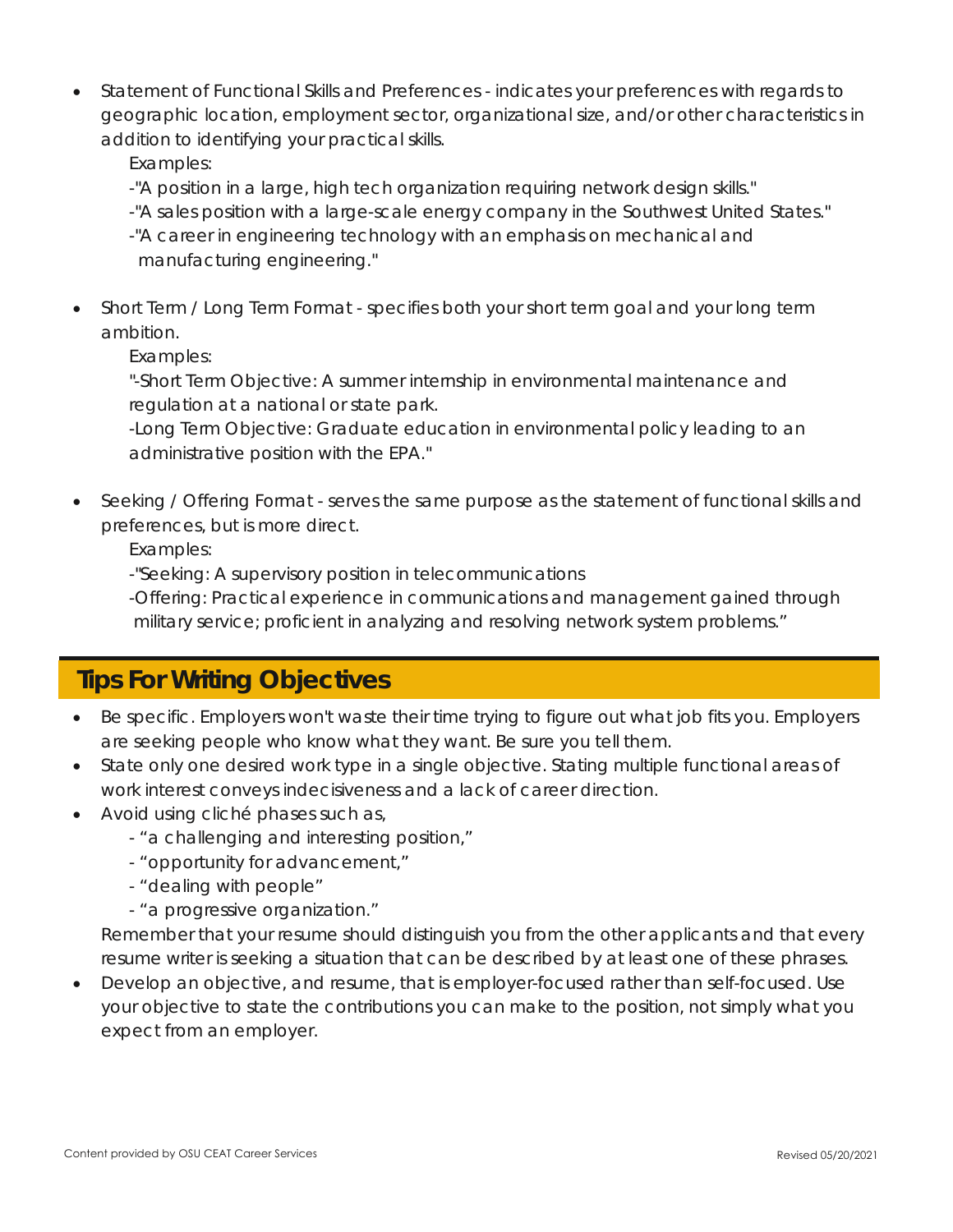- Statement of Functional Skills and Preferences - indicates your preferences with regards to geographic location, employment sector, organizational size, and/or other characteristics in addition to identifying your practical skills.

  Examples:

  -"A position in a large, high tech organization requiring network design skills."

  -"A sales position with a large-scale energy company in the Southwest United States."

  -"A career in engineering technology with an emphasis on mechanical and manufacturing engineering."

- Short Term / Long Term Format - specifies both your short term goal and your long term ambition.

  Examples:

  "-Short Term Objective: A summer internship in environmental maintenance and regulation at a national or state park.

  -Long Term Objective: Graduate education in environmental policy leading to an administrative position with the EPA."

- Seeking / Offering Format - serves the same purpose as the statement of functional skills and preferences, but is more direct.

  Examples:

  -"Seeking: A supervisory position in telecommunications

  -Offering: Practical experience in communications and management gained through military service; proficient in analyzing and resolving network system problems."

## Tips For Writing Objectives

- Be specific. Employers won't waste their time trying to figure out what job fits you. Employers are seeking people who know what they want. Be sure you tell them.
- State only one desired work type in a single objective. Stating multiple functional areas of work interest conveys indecisiveness and a lack of career direction.
- Avoid using cliché phases such as,
  - "a challenging and interesting position,"
  - "opportunity for advancement,"
  - "dealing with people"
  - "a progressive organization."

  Remember that your resume should distinguish you from the other applicants and that every resume writer is seeking a situation that can be described by at least one of these phrases.
- Develop an objective, and resume, that is employer-focused rather than self-focused. Use your objective to state the contributions you can make to the position, not simply what you expect from an employer.

Content provided by OSU CEAT Career Services

Revised 05/20/2021